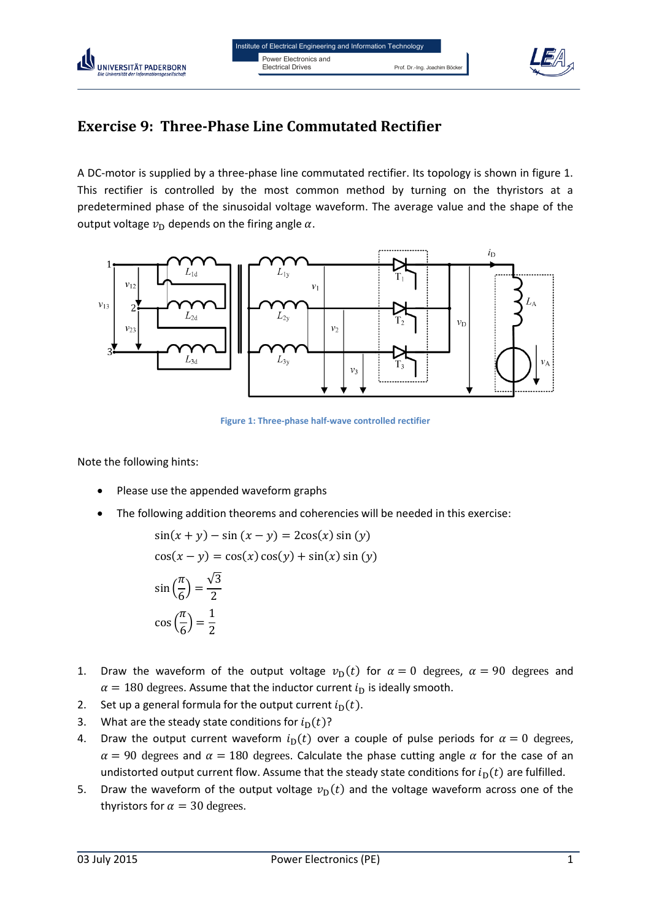# Exercise 9: Three-Phase Line Commutated Rectifier

A DC-motor is supplied by a three-phase line commutated rectifier. Its topology is shown in figure 1. This rectifier is controlled by the most common method by turning on the thyristors at a predetermined phase of the sinusoidal voltage waveform. The average value and the shape of the output voltage $v_{\mathrm{D}}$ depends on the firing angle $\alpha$.

Figure 1: Three-phase half-wave controlled rectifier

Note the following hints:

- Please use the appended waveform graphs
- The following addition theorems and coherencies will be needed in this exercise:

$$\sin(x+y) - \sin(x-y) = 2\cos(x)\sin(y)$$

$$\cos(x-y) = \cos(x)\cos(y) + \sin(x)\sin(y)$$

$$\sin\left(\frac{\pi}{6}\right) = \frac{\sqrt{3}}{2}$$

$$\cos\left(\frac{\pi}{6}\right) = \frac{1}{2}$$

1. Draw the waveform of the output voltage $v_{\mathrm{D}}(t)$ for $\alpha = 0$ degrees, $\alpha = 90$ degrees and $\alpha = 180$ degrees. Assume that the inductor current $i_{\mathrm{D}}$ is ideally smooth.
2. Set up a general formula for the output current $i_{\mathrm{D}}(t)$.
3. What are the steady state conditions for $i_{\mathrm{D}}(t)$?
4. Draw the output current waveform $i_{\mathrm{D}}(t)$ over a couple of pulse periods for $\alpha = 0$ degrees, $\alpha = 90$ degrees and $\alpha = 180$ degrees. Calculate the phase cutting angle $\alpha$ for the case of an undistorted output current flow. Assume that the steady state conditions for $i_{\mathrm{D}}(t)$ are fulfilled.
5. Draw the waveform of the output voltage $v_{\mathrm{D}}(t)$ and the voltage waveform across one of the thyristors for $\alpha = 30$ degrees.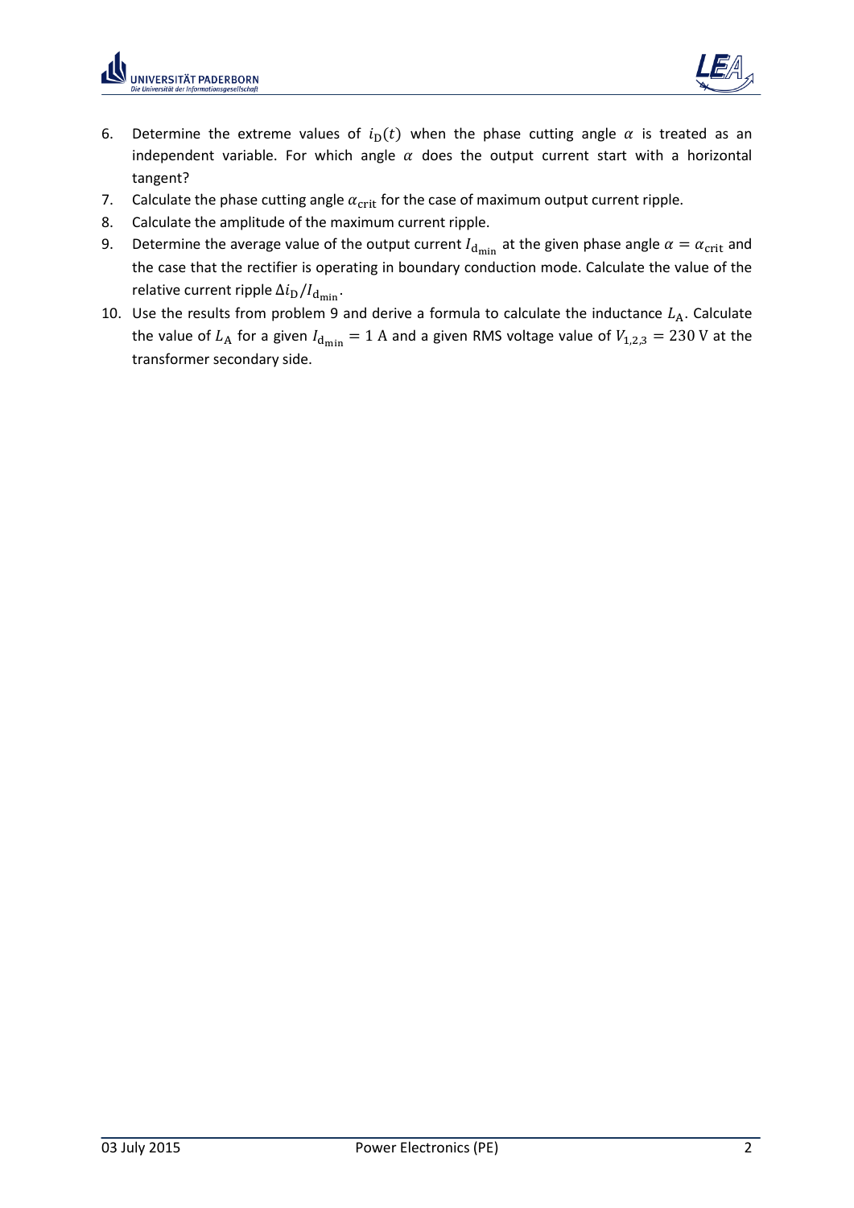6. Determine the extreme values of $i_{\mathrm{D}}(t)$ when the phase cutting angle $\alpha$ is treated as an independent variable. For which angle $\alpha$ does the output current start with a horizontal tangent?
7. Calculate the phase cutting angle $\alpha_{\mathrm{crit}}$ for the case of maximum output current ripple.
8. Calculate the amplitude of the maximum current ripple.
9. Determine the average value of the output current $I_{\mathrm{d_{min}}}$ at the given phase angle $\alpha = \alpha_{\mathrm{crit}}$ and the case that the rectifier is operating in boundary conduction mode. Calculate the value of the relative current ripple $\Delta i_{\mathrm{D}} / I_{\mathrm{d_{min}}}$.
10. Use the results from problem 9 and derive a formula to calculate the inductance $L_{\mathrm{A}}$. Calculate the value of $L_{\mathrm{A}}$ for a given $I_{\mathrm{d_{min}}} = 1\ \mathrm{A}$ and a given RMS voltage value of $V_{1,2,3} = 230\ \mathrm{V}$ at the transformer secondary side.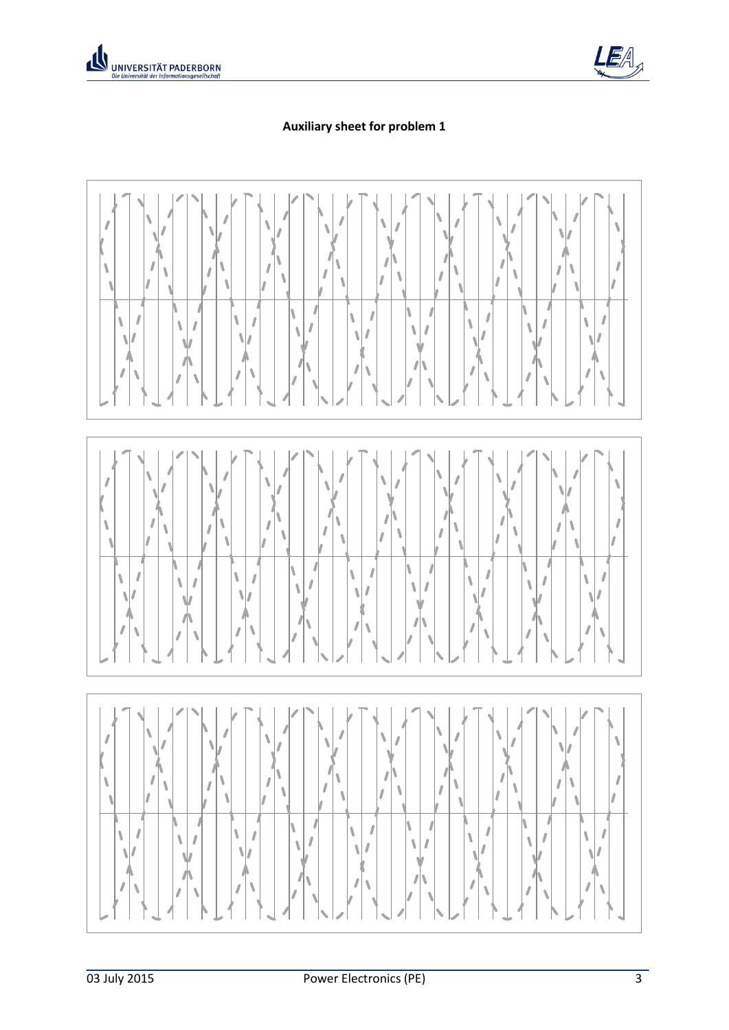**Auxiliary sheet for problem 1**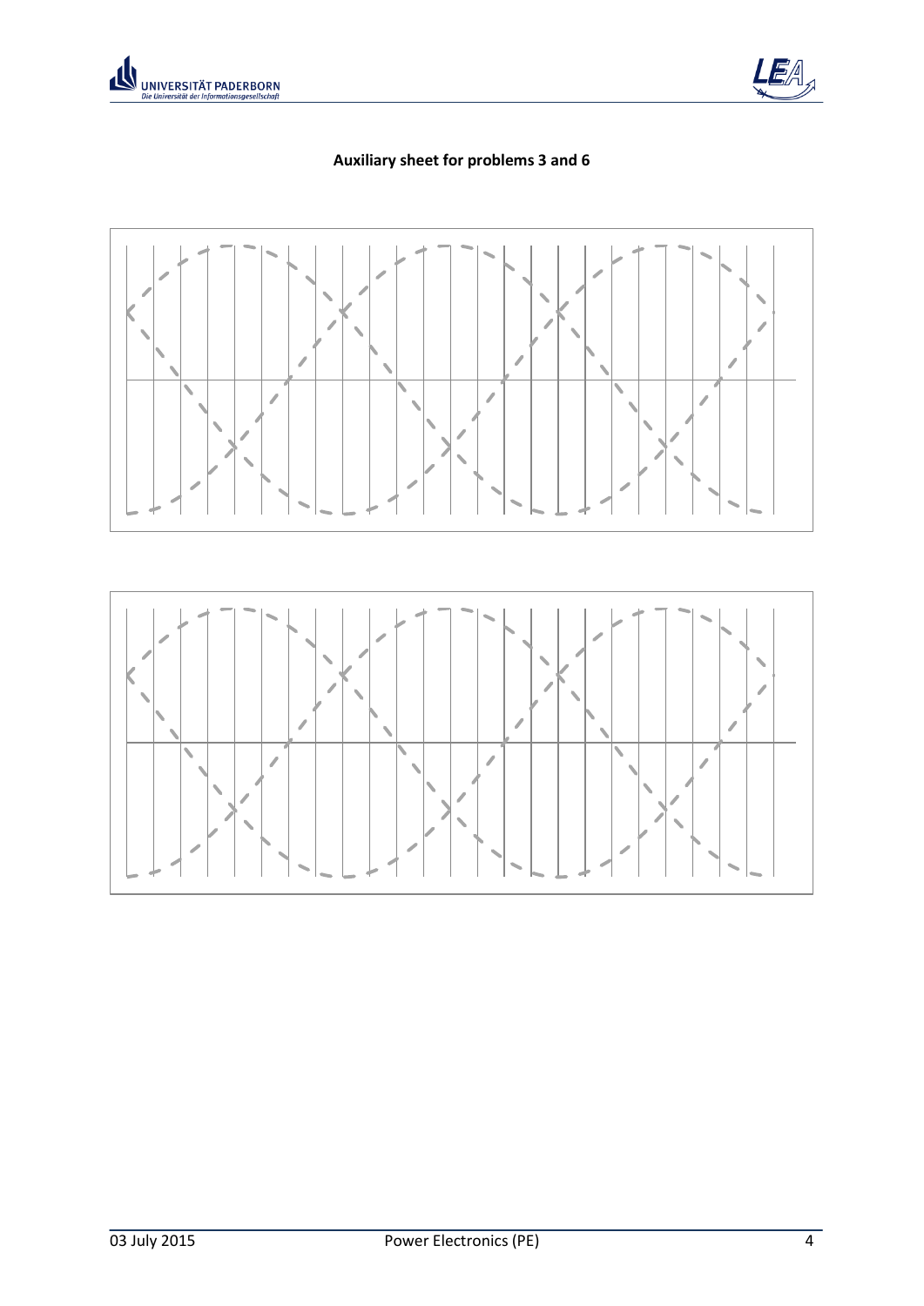**Auxiliary sheet for problems 3 and 6**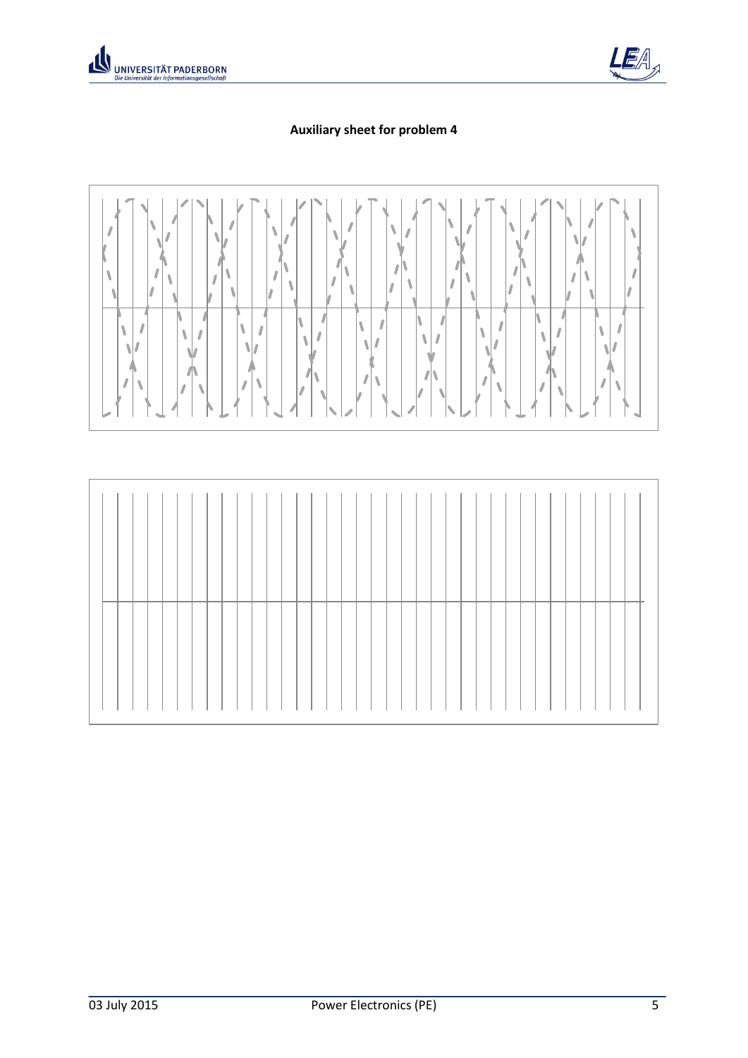**Auxiliary sheet for problem 4**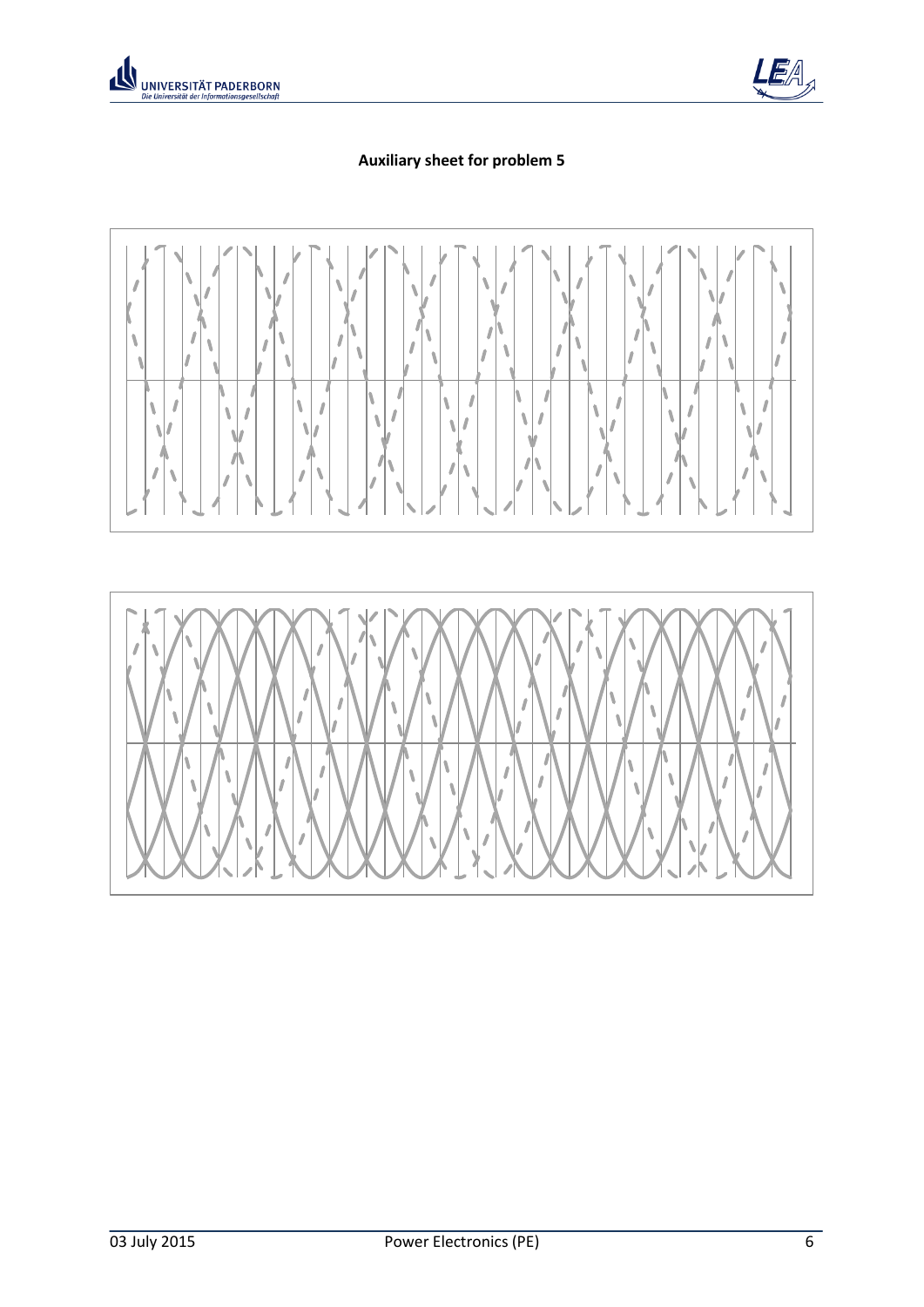**Auxiliary sheet for problem 5**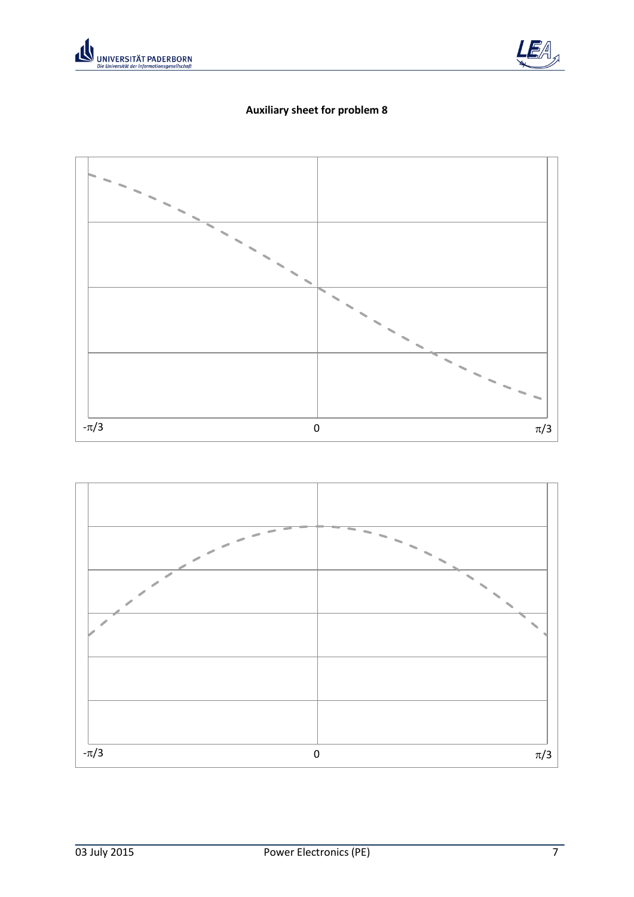**Auxiliary sheet for problem 8**

$-\pi/3$

0

$\pi/3$

$-\pi/3$

0

$\pi/3$